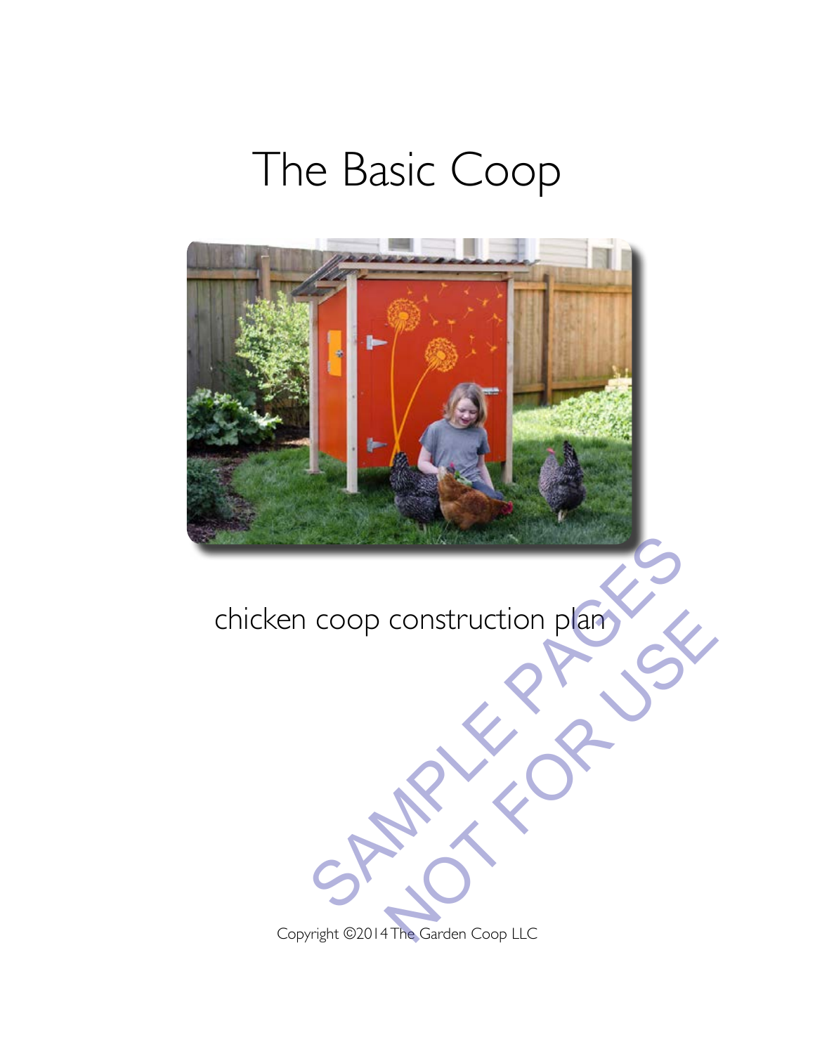# The Basic Coop

chicken coop construction plan

SAMPLE PAGES NOT FOR USE

Copyright ©2014 The Garden Coop LLC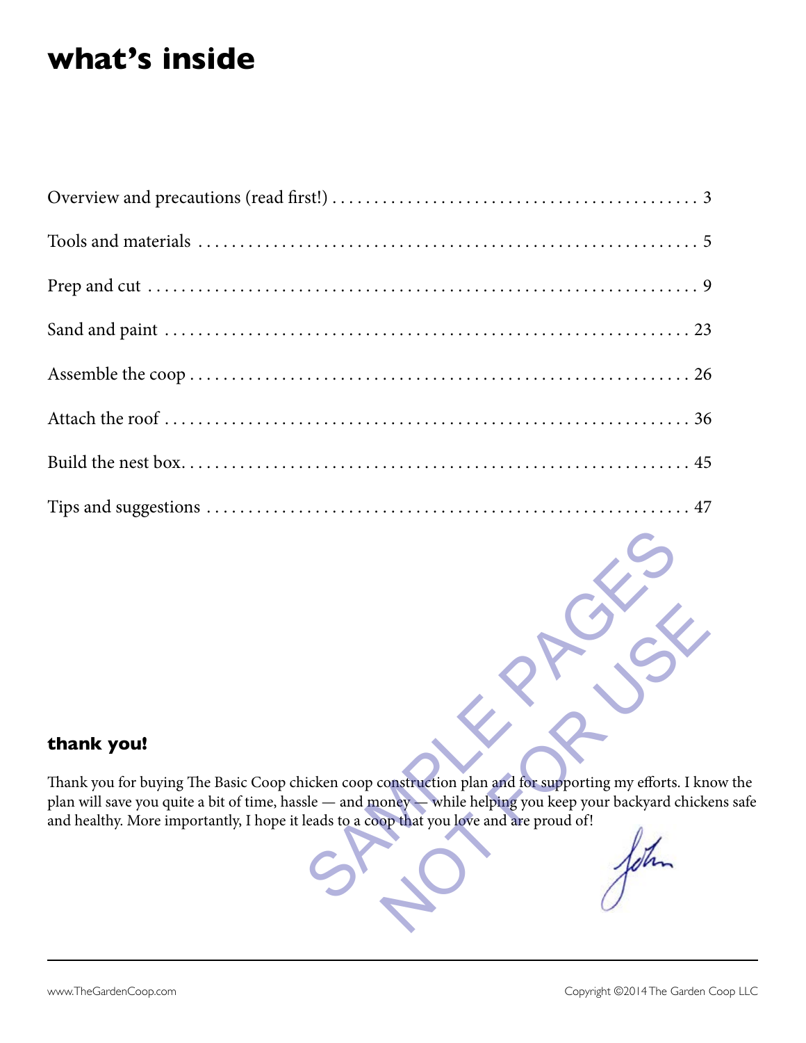# what's inside

| | |
|---|---|
| Overview and precautions (read first!) | 3 |
| Tools and materials | 5 |
| Prep and cut | 9 |
| Sand and paint | 23 |
| Assemble the coop | 26 |
| Attach the roof | 36 |
| Build the nest box | 45 |
| Tips and suggestions | 47 |

SAMPLE PAGES NOT FOR USE

### thank you!

Thank you for buying The Basic Coop chicken coop construction plan and for supporting my efforts. I know the plan will save you quite a bit of time, hassle — and money — while helping you keep your backyard chickens safe and healthy. More importantly, I hope it leads to a coop that you love and are proud of!

John

www.TheGardenCoop.com

Copyright ©2014 The Garden Coop LLC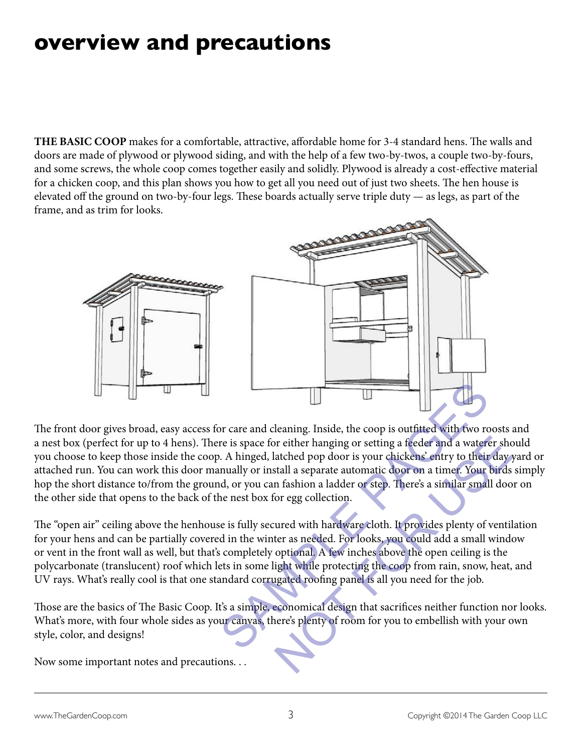# overview and precautions

**THE BASIC COOP** makes for a comfortable, attractive, affordable home for 3-4 standard hens. The walls and doors are made of plywood or plywood siding, and with the help of a few two-by-twos, a couple two-by-fours, and some screws, the whole coop comes together easily and solidly. Plywood is already a cost-effective material for a chicken coop, and this plan shows you how to get all you need out of just two sheets. The hen house is elevated off the ground on two-by-four legs. These boards actually serve triple duty — as legs, as part of the frame, and as trim for looks.

The front door gives broad, easy access for care and cleaning. Inside, the coop is outfitted with two roosts and a nest box (perfect for up to 4 hens). There is space for either hanging or setting a feeder and a waterer should you choose to keep those inside the coop. A hinged, latched pop door is your chickens' entry to their day yard or attached run. You can work this door manually or install a separate automatic door on a timer. Your birds simply hop the short distance to/from the ground, or you can fashion a ladder or step. There's a similar small door on the other side that opens to the back of the nest box for egg collection.

The "open air" ceiling above the henhouse is fully secured with hardware cloth. It provides plenty of ventilation for your hens and can be partially covered in the winter as needed. For looks, you could add a small window or vent in the front wall as well, but that's completely optional. A few inches above the open ceiling is the polycarbonate (translucent) roof which lets in some light while protecting the coop from rain, snow, heat, and UV rays. What's really cool is that one standard corrugated roofing panel is all you need for the job.

Those are the basics of The Basic Coop. It's a simple, economical design that sacrifices neither function nor looks. What's more, with four whole sides as your canvas, there's plenty of room for you to embellish with your own style, color, and designs!

Now some important notes and precautions. . .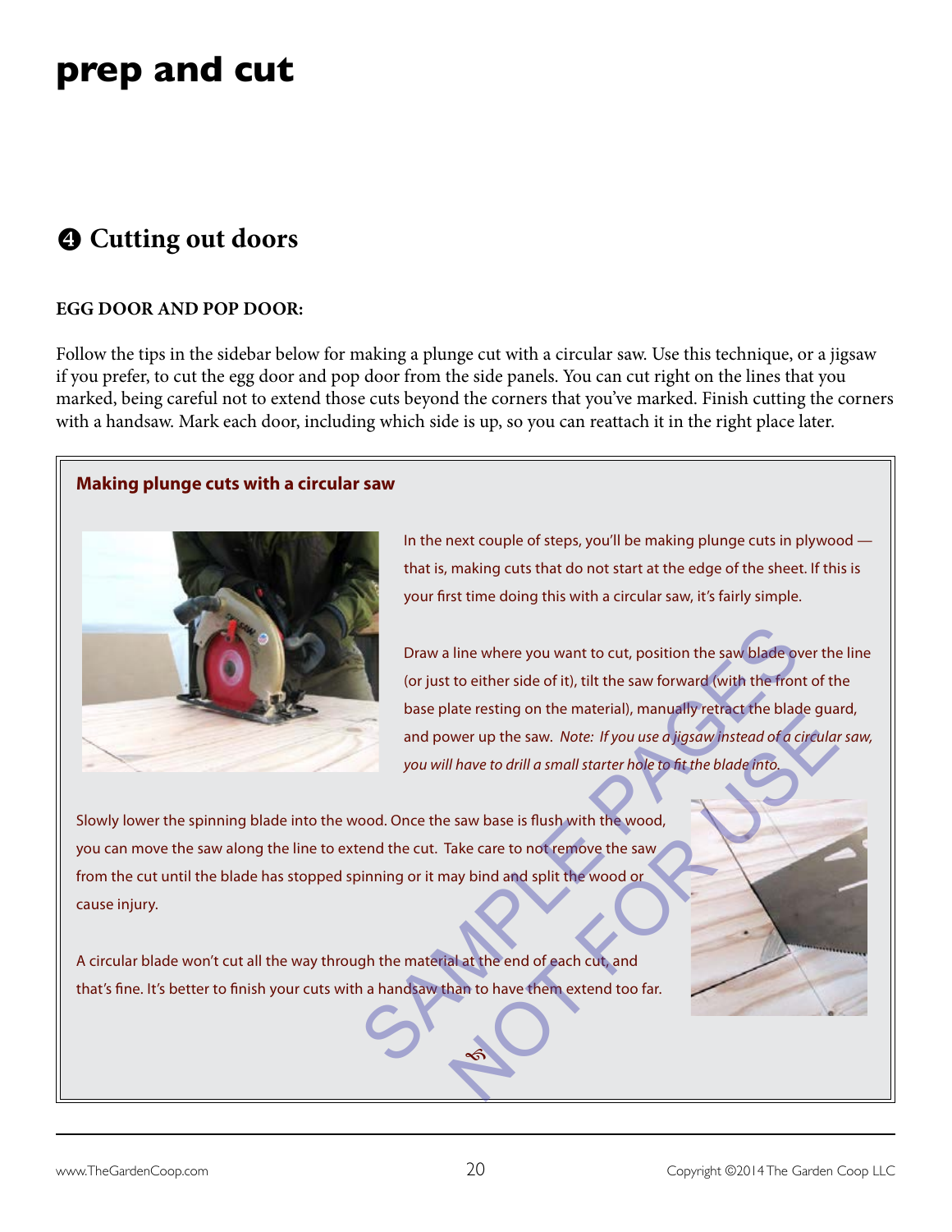# prep and cut

## ❹ Cutting out doors

**EGG DOOR AND POP DOOR:**

Follow the tips in the sidebar below for making a plunge cut with a circular saw. Use this technique, or a jigsaw if you prefer, to cut the egg door and pop door from the side panels. You can cut right on the lines that you marked, being careful not to extend those cuts beyond the corners that you've marked. Finish cutting the corners with a handsaw. Mark each door, including which side is up, so you can reattach it in the right place later.

### Making plunge cuts with a circular saw

In the next couple of steps, you'll be making plunge cuts in plywood — that is, making cuts that do not start at the edge of the sheet. If this is your first time doing this with a circular saw, it's fairly simple.

Draw a line where you want to cut, position the saw blade over the line (or just to either side of it), tilt the saw forward (with the front of the base plate resting on the material), manually retract the blade guard, and power up the saw. *Note: If you use a jigsaw instead of a circular saw, you will have to drill a small starter hole to fit the blade into.*

Slowly lower the spinning blade into the wood. Once the saw base is flush with the wood, you can move the saw along the line to extend the cut. Take care to not remove the saw from the cut until the blade has stopped spinning or it may bind and split the wood or cause injury.

A circular blade won't cut all the way through the material at the end of each cut, and that's fine. It's better to finish your cuts with a handsaw than to have them extend too far.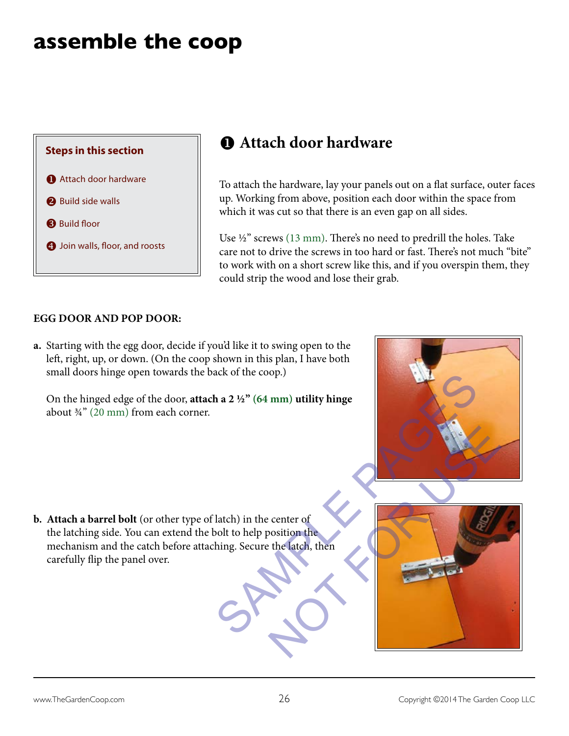# assemble the coop

**Steps in this section**

❶ Attach door hardware

❷ Build side walls

❸ Build floor

❹ Join walls, floor, and roosts

## ❶ Attach door hardware

To attach the hardware, lay your panels out on a flat surface, outer faces up. Working from above, position each door within the space from which it was cut so that there is an even gap on all sides.

Use ½" screws (13 mm). There's no need to predrill the holes. Take care not to drive the screws in too hard or fast. There's not much "bite" to work with on a short screw like this, and if you overspin them, they could strip the wood and lose their grab.

**EGG DOOR AND POP DOOR:**

**a.** Starting with the egg door, decide if you'd like it to swing open to the left, right, up, or down. (On the coop shown in this plan, I have both small doors hinge open towards the back of the coop.)

On the hinged edge of the door, **attach a 2 ½" (64 mm) utility hinge** about ¾" (20 mm) from each corner.

**b. Attach a barrel bolt** (or other type of latch) in the center of the latching side. You can extend the bolt to help position the mechanism and the catch before attaching. Secure the latch, then carefully flip the panel over.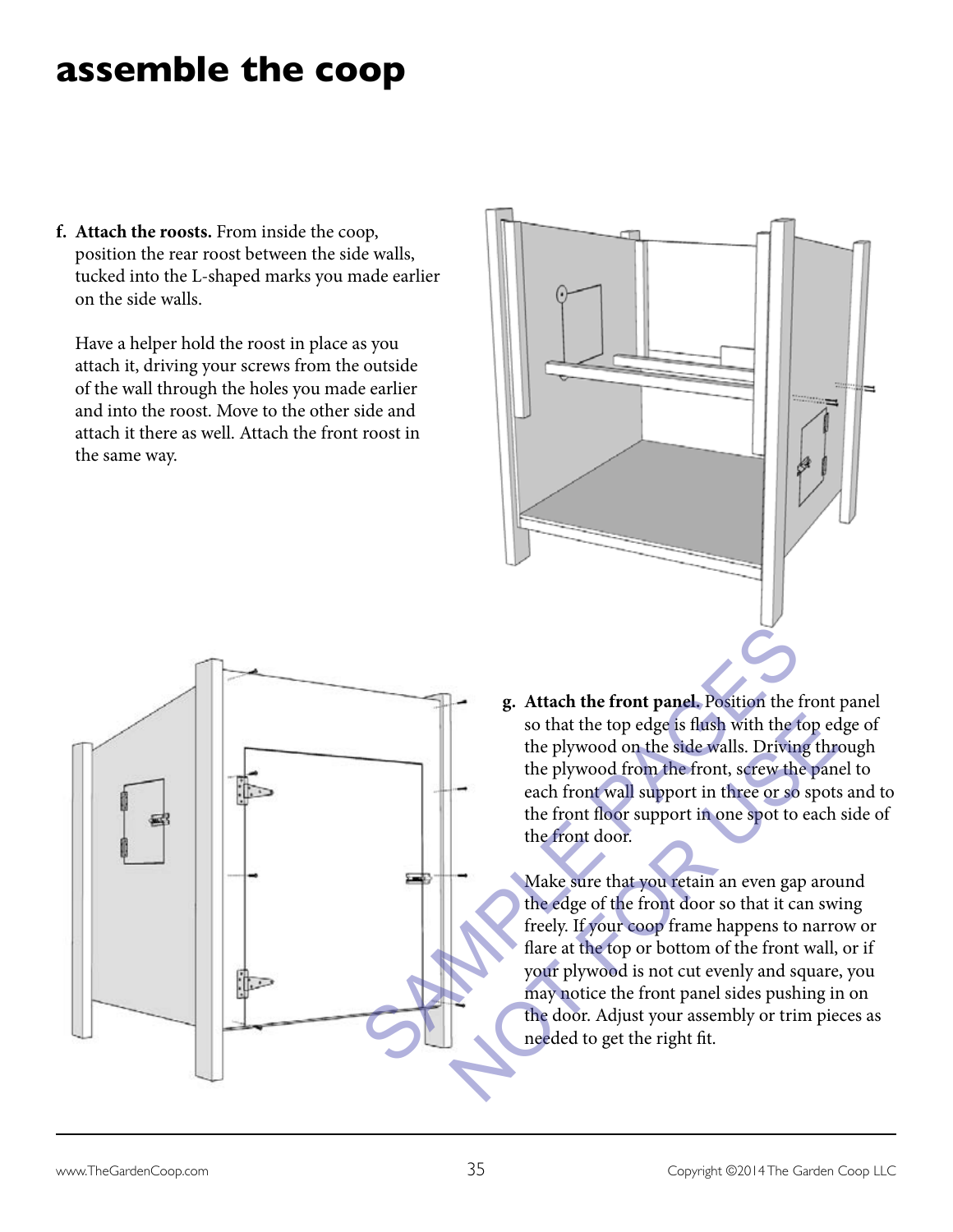# assemble the coop

**f. Attach the roosts.** From inside the coop, position the rear roost between the side walls, tucked into the L-shaped marks you made earlier on the side walls.

Have a helper hold the roost in place as you attach it, driving your screws from the outside of the wall through the holes you made earlier and into the roost. Move to the other side and attach it there as well. Attach the front roost in the same way.

**g. Attach the front panel.** Position the front panel so that the top edge is flush with the top edge of the plywood on the side walls. Driving through the plywood from the front, screw the panel to each front wall support in three or so spots and to the front floor support in one spot to each side of the front door.

Make sure that you retain an even gap around the edge of the front door so that it can swing freely. If your coop frame happens to narrow or flare at the top or bottom of the front wall, or if your plywood is not cut evenly and square, you may notice the front panel sides pushing in on the door. Adjust your assembly or trim pieces as needed to get the right fit.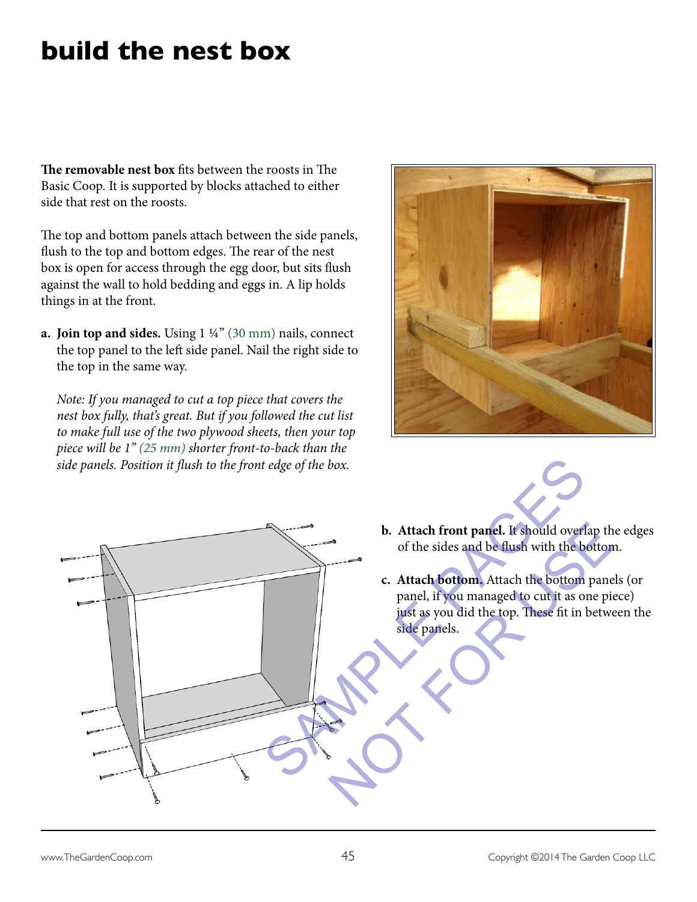# build the nest box

**The removable nest box** fits between the roosts in The Basic Coop. It is supported by blocks attached to either side that rest on the roosts.

The top and bottom panels attach between the side panels, flush to the top and bottom edges. The rear of the nest box is open for access through the egg door, but sits flush against the wall to hold bedding and eggs in. A lip holds things in at the front.

**a. Join top and sides.** Using 1 ¼" (30 mm) nails, connect the top panel to the left side panel. Nail the right side to the top in the same way.

*Note: If you managed to cut a top piece that covers the nest box fully, that's great. But if you followed the cut list to make full use of the two plywood sheets, then your top piece will be 1" (25 mm) shorter front-to-back than the side panels. Position it flush to the front edge of the box.*

**b. Attach front panel.** It should overlap the edges of the sides and be flush with the bottom.

**c. Attach bottom.** Attach the bottom panels (or panel, if you managed to cut it as one piece) just as you did the top. These fit in between the side panels.